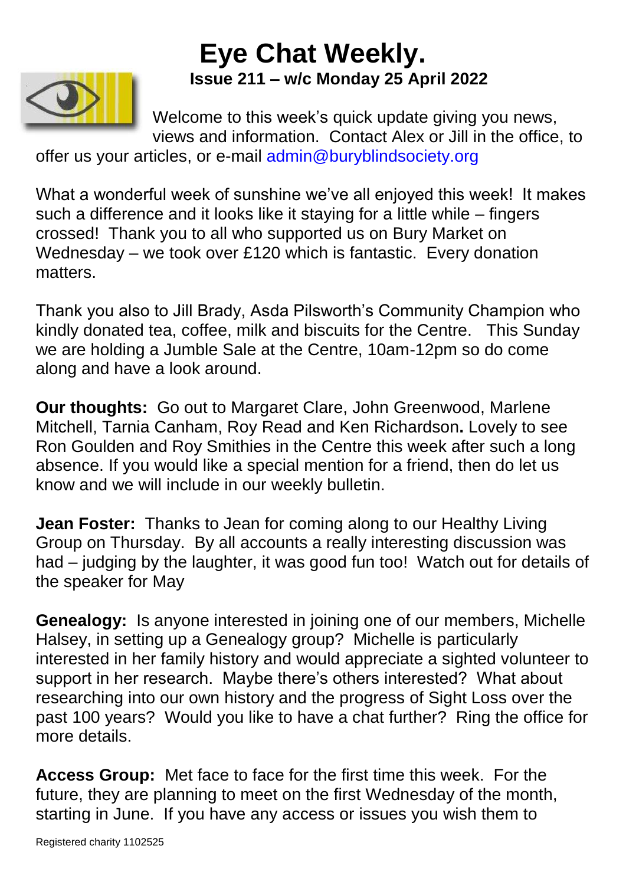# Eye Chat Weekly.

**Issue 211 – w/c Monday 25 April 2022**

Welcome to this week's quick update giving you news, views and information. Contact Alex or Jill in the office, to offer us your articles, or e-mail admin@buryblindsociety.org

What a wonderful week of sunshine we've all enjoyed this week! It makes such a difference and it looks like it staying for a little while – fingers crossed! Thank you to all who supported us on Bury Market on Wednesday – we took over £120 which is fantastic. Every donation matters.

Thank you also to Jill Brady, Asda Pilsworth's Community Champion who kindly donated tea, coffee, milk and biscuits for the Centre. This Sunday we are holding a Jumble Sale at the Centre, 10am-12pm so do come along and have a look around.

**Our thoughts:** Go out to Margaret Clare, John Greenwood, Marlene Mitchell, Tarnia Canham, Roy Read and Ken Richardson**.** Lovely to see Ron Goulden and Roy Smithies in the Centre this week after such a long absence. If you would like a special mention for a friend, then do let us know and we will include in our weekly bulletin.

**Jean Foster:** Thanks to Jean for coming along to our Healthy Living Group on Thursday. By all accounts a really interesting discussion was had – judging by the laughter, it was good fun too! Watch out for details of the speaker for May

**Genealogy:** Is anyone interested in joining one of our members, Michelle Halsey, in setting up a Genealogy group? Michelle is particularly interested in her family history and would appreciate a sighted volunteer to support in her research. Maybe there's others interested? What about researching into our own history and the progress of Sight Loss over the past 100 years? Would you like to have a chat further? Ring the office for more details.

**Access Group:** Met face to face for the first time this week. For the future, they are planning to meet on the first Wednesday of the month, starting in June. If you have any access or issues you wish them to

Registered charity 1102525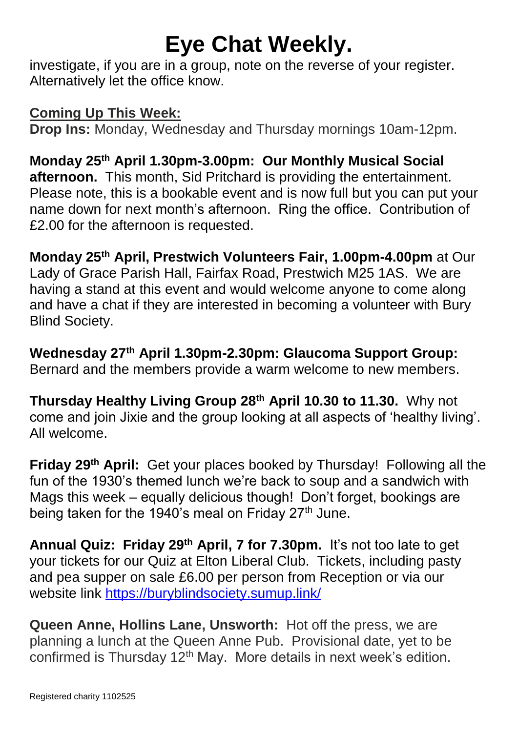# Eye Chat Weekly.

investigate, if you are in a group, note on the reverse of your register. Alternatively let the office know.

**Coming Up This Week:**

**Drop Ins:** Monday, Wednesday and Thursday mornings 10am-12pm.

**Monday 25th April 1.30pm-3.00pm: Our Monthly Musical Social afternoon.** This month, Sid Pritchard is providing the entertainment. Please note, this is a bookable event and is now full but you can put your name down for next month's afternoon. Ring the office. Contribution of £2.00 for the afternoon is requested.

**Monday 25th April, Prestwich Volunteers Fair, 1.00pm-4.00pm** at Our Lady of Grace Parish Hall, Fairfax Road, Prestwich M25 1AS. We are having a stand at this event and would welcome anyone to come along and have a chat if they are interested in becoming a volunteer with Bury Blind Society.

**Wednesday 27th April 1.30pm-2.30pm: Glaucoma Support Group:** Bernard and the members provide a warm welcome to new members.

**Thursday Healthy Living Group 28th April 10.30 to 11.30.** Why not come and join Jixie and the group looking at all aspects of 'healthy living'. All welcome.

**Friday 29th April:** Get your places booked by Thursday! Following all the fun of the 1930's themed lunch we're back to soup and a sandwich with Mags this week – equally delicious though! Don't forget, bookings are being taken for the 1940's meal on Friday 27th June.

**Annual Quiz: Friday 29th April, 7 for 7.30pm.** It's not too late to get your tickets for our Quiz at Elton Liberal Club. Tickets, including pasty and pea supper on sale £6.00 per person from Reception or via our website link https://buryblindsociety.sumup.link/

**Queen Anne, Hollins Lane, Unsworth:** Hot off the press, we are planning a lunch at the Queen Anne Pub. Provisional date, yet to be confirmed is Thursday 12th May. More details in next week's edition.

Registered charity 1102525